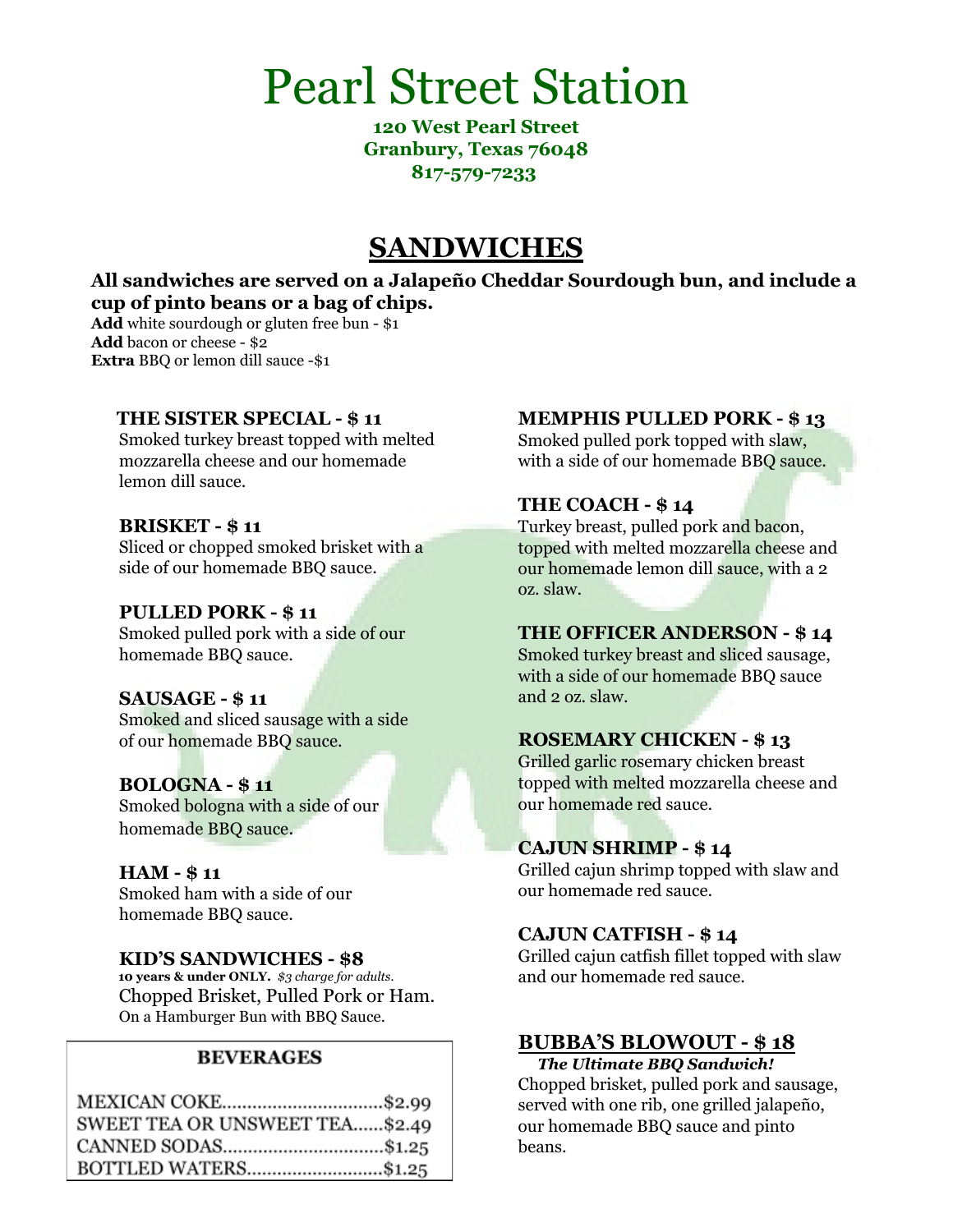# Pearl Street Station

**120 West Pearl Street**
**Granbury, Texas 76048**
**817-579-7233**

## SANDWICHES

**All sandwiches are served on a Jalapeño Cheddar Sourdough bun, and include a cup of pinto beans or a bag of chips.**

**Add** white sourdough or gluten free bun - $1
**Add** bacon or cheese - $2
**Extra** BBQ or lemon dill sauce -$1

**THE SISTER SPECIAL - $ 11**
Smoked turkey breast topped with melted mozzarella cheese and our homemade lemon dill sauce.

**BRISKET - $ 11**
Sliced or chopped smoked brisket with a side of our homemade BBQ sauce.

**PULLED PORK - $ 11**
Smoked pulled pork with a side of our homemade BBQ sauce.

**SAUSAGE - $ 11**
Smoked and sliced sausage with a side of our homemade BBQ sauce.

**BOLOGNA - $ 11**
Smoked bologna with a side of our homemade BBQ sauce.

**HAM - $ 11**
Smoked ham with a side of our homemade BBQ sauce.

**KID'S SANDWICHES - $8**
**10 years & under ONLY.** *$3 charge for adults.*
Chopped Brisket, Pulled Pork or Ham.
On a Hamburger Bun with BBQ Sauce.

**MEMPHIS PULLED PORK - $ 13**
Smoked pulled pork topped with slaw, with a side of our homemade BBQ sauce.

**THE COACH - $ 14**
Turkey breast, pulled pork and bacon, topped with melted mozzarella cheese and our homemade lemon dill sauce, with a 2 oz. slaw.

**THE OFFICER ANDERSON - $ 14**
Smoked turkey breast and sliced sausage, with a side of our homemade BBQ sauce and 2 oz. slaw.

**ROSEMARY CHICKEN - $ 13**
Grilled garlic rosemary chicken breast topped with melted mozzarella cheese and our homemade red sauce.

**CAJUN SHRIMP - $ 14**
Grilled cajun shrimp topped with slaw and our homemade red sauce.

**CAJUN CATFISH - $ 14**
Grilled cajun catfish fillet topped with slaw and our homemade red sauce.

**BUBBA'S BLOWOUT - $ 18**
***The Ultimate BBQ Sandwich!***
Chopped brisket, pulled pork and sausage, served with one rib, one grilled jalapeño, our homemade BBQ sauce and pinto beans.

### BEVERAGES

| Item | Price |
|---|---|
| MEXICAN COKE | $2.99 |
| SWEET TEA OR UNSWEET TEA | $2.49 |
| CANNED SODAS | $1.25 |
| BOTTLED WATERS | $1.25 |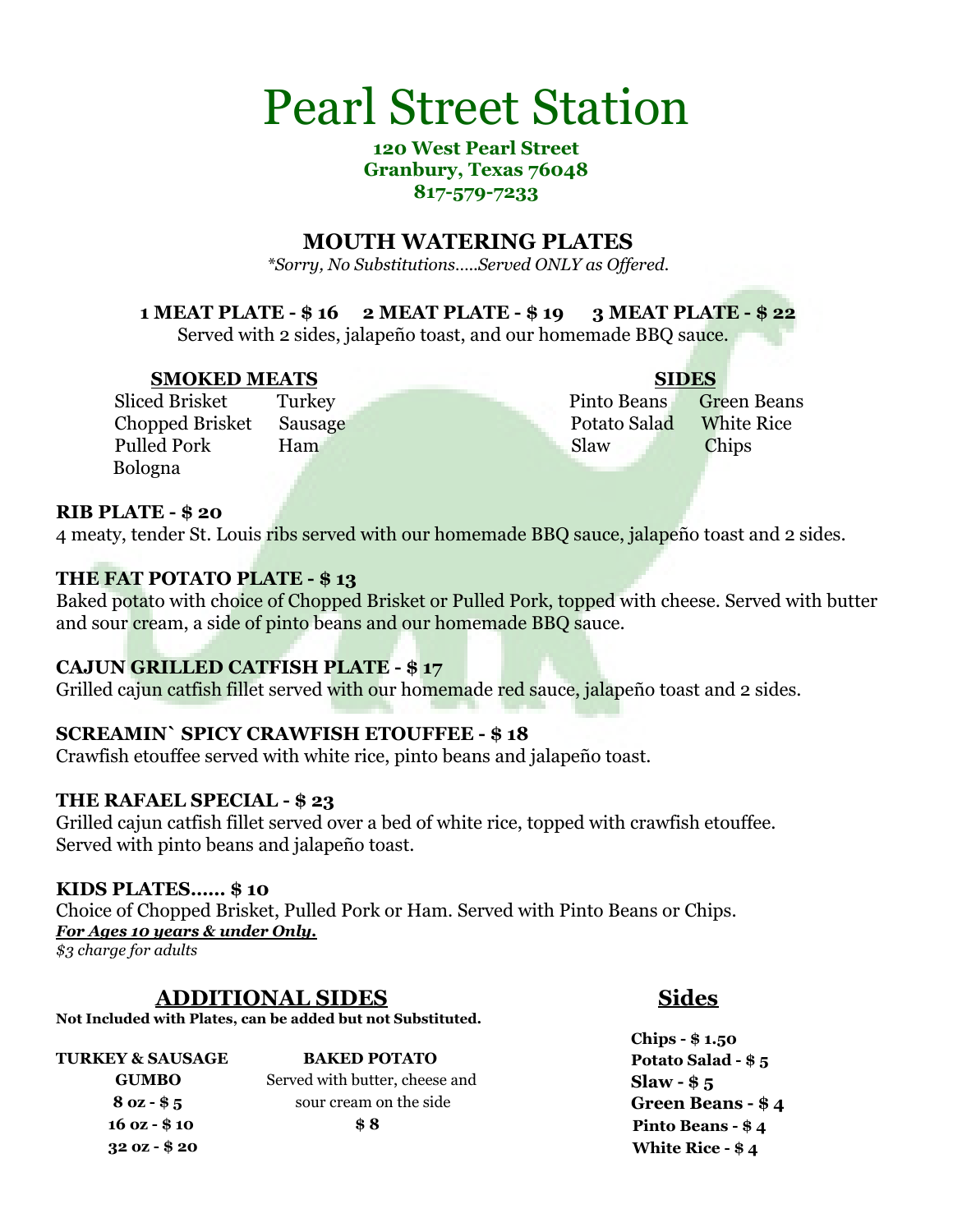# Pearl Street Station

**120 West Pearl Street**
**Granbury, Texas 76048**
**817-579-7233**

## MOUTH WATERING PLATES

*\*Sorry, No Substitutions.....Served ONLY as Offered.*

**1 MEAT PLATE - $ 16 2 MEAT PLATE - $ 19 3 MEAT PLATE - $ 22**

Served with 2 sides, jalapeño toast, and our homemade BBQ sauce.

**SMOKED MEATS**

| | |
|---|---|
| Sliced Brisket | Turkey |
| Chopped Brisket | Sausage |
| Pulled Pork | Ham |
| Bologna | |

**SIDES**

| | |
|---|---|
| Pinto Beans | Green Beans |
| Potato Salad | White Rice |
| Slaw | Chips |

**RIB PLATE - $ 20**

4 meaty, tender St. Louis ribs served with our homemade BBQ sauce, jalapeño toast and 2 sides.

**THE FAT POTATO PLATE - $ 13**

Baked potato with choice of Chopped Brisket or Pulled Pork, topped with cheese. Served with butter and sour cream, a side of pinto beans and our homemade BBQ sauce.

**CAJUN GRILLED CATFISH PLATE - $ 17**

Grilled cajun catfish fillet served with our homemade red sauce, jalapeño toast and 2 sides.

**SCREAMIN` SPICY CRAWFISH ETOUFFEE - $ 18**

Crawfish etouffee served with white rice, pinto beans and jalapeño toast.

**THE RAFAEL SPECIAL - $ 23**

Grilled cajun catfish fillet served over a bed of white rice, topped with crawfish etouffee. Served with pinto beans and jalapeño toast.

**KIDS PLATES...... $ 10**

Choice of Chopped Brisket, Pulled Pork or Ham. Served with Pinto Beans or Chips.
***For Ages 10 years & under Only.***
*$3 charge for adults*

## ADDITIONAL SIDES

**Not Included with Plates, can be added but not Substituted.**

**TURKEY & SAUSAGE GUMBO**
**8 oz - $ 5**
**16 oz - $ 10**
**32 oz - $ 20**

**BAKED POTATO**
Served with butter, cheese and sour cream on the side
**$ 8**

## Sides

**Chips - $ 1.50**
**Potato Salad - $ 5**
**Slaw - $ 5**
**Green Beans - $ 4**
**Pinto Beans - $ 4**
**White Rice - $ 4**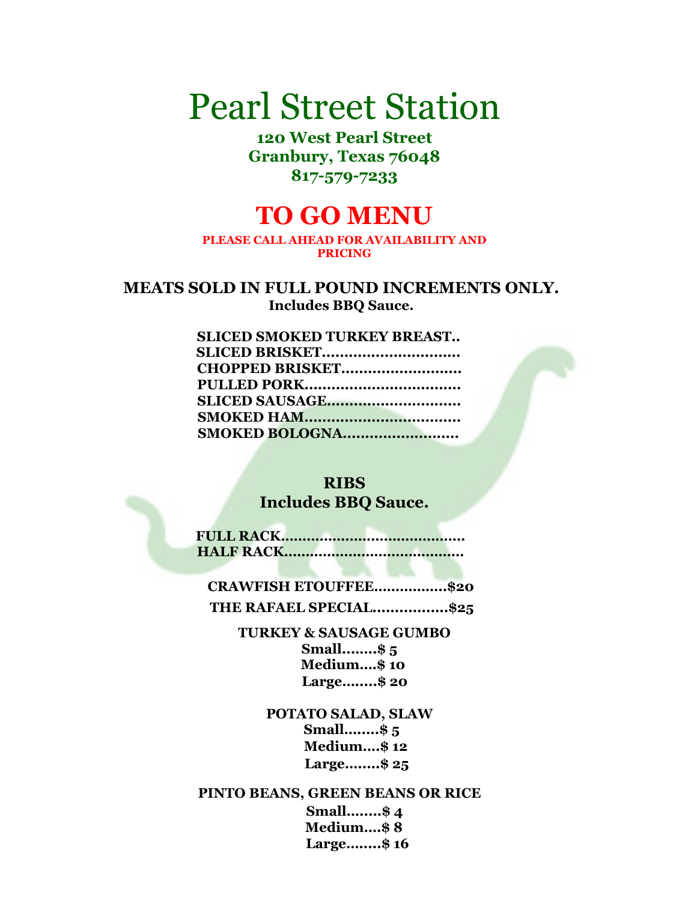# Pearl Street Station

**120 West Pearl Street**
**Granbury, Texas 76048**
**817-579-7233**

## TO GO MENU

**PLEASE CALL AHEAD FOR AVAILABILITY AND PRICING**

### MEATS SOLD IN FULL POUND INCREMENTS ONLY.

**Includes BBQ Sauce.**

**SLICED SMOKED TURKEY BREAST..**
**SLICED BRISKET..............................**
**CHOPPED BRISKET...........................**
**PULLED PORK..................................**
**SLICED SAUSAGE.............................**
**SMOKED HAM..................................**
**SMOKED BOLOGNA..........................**

### RIBS

**Includes BBQ Sauce.**

**FULL RACK...........................................**
**HALF RACK.........................................**

**CRAWFISH ETOUFFEE................$20**

**THE RAFAEL SPECIAL.................$25**

**TURKEY & SAUSAGE GUMBO**

**Small........$ 5**
**Medium....$ 10**
**Large........$ 20**

**POTATO SALAD, SLAW**

**Small........$ 5**
**Medium....$ 12**
**Large........$ 25**

**PINTO BEANS, GREEN BEANS OR RICE**

**Small........$ 4**
**Medium....$ 8**
**Large........$ 16**